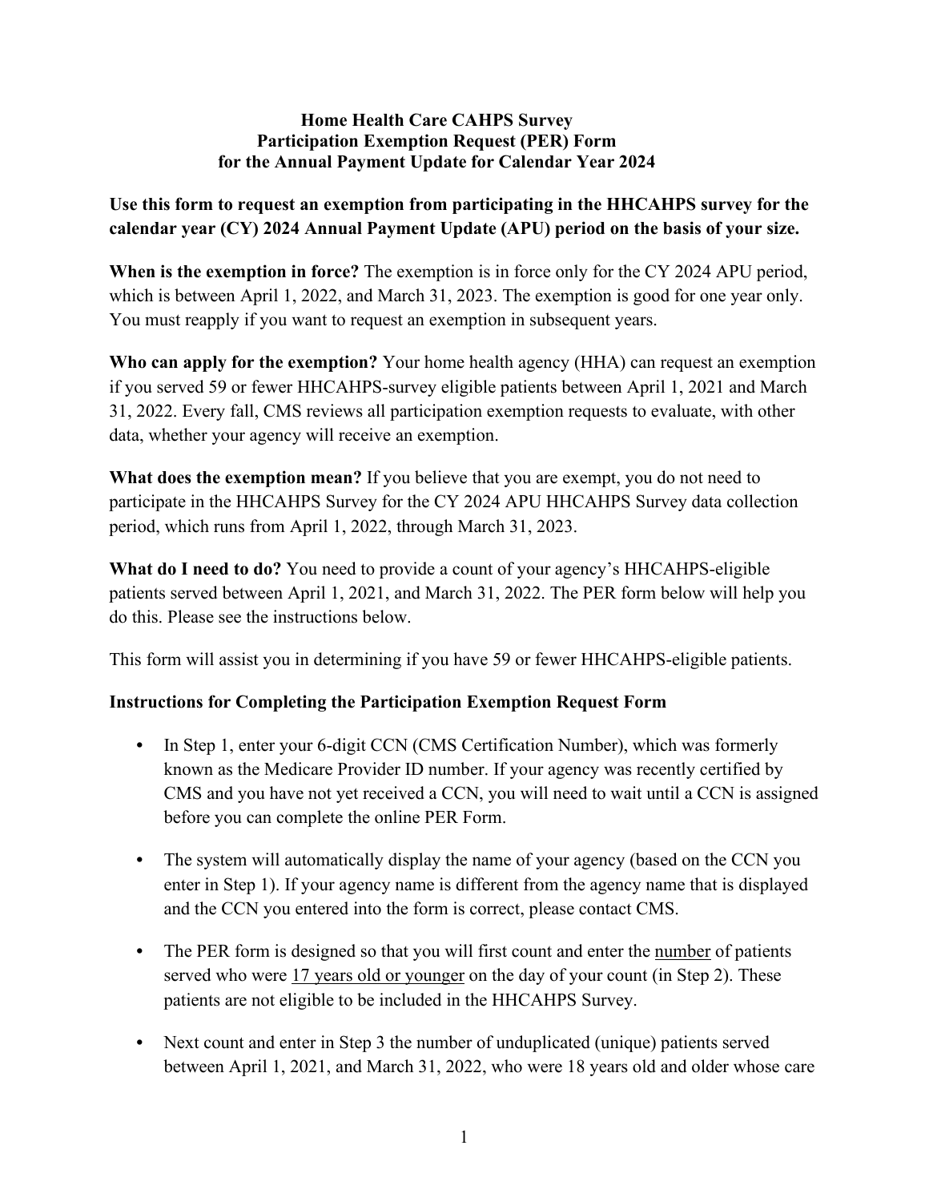# Home Health Care CAHPS Survey Participation Exemption Request (PER) Form for the Annual Payment Update for Calendar Year 2024

**Use this form to request an exemption from participating in the HHCAHPS survey for the calendar year (CY) 2024 Annual Payment Update (APU) period on the basis of your size.**

**When is the exemption in force?** The exemption is in force only for the CY 2024 APU period, which is between April 1, 2022, and March 31, 2023. The exemption is good for one year only. You must reapply if you want to request an exemption in subsequent years.

**Who can apply for the exemption?** Your home health agency (HHA) can request an exemption if you served 59 or fewer HHCAHPS-survey eligible patients between April 1, 2021 and March 31, 2022. Every fall, CMS reviews all participation exemption requests to evaluate, with other data, whether your agency will receive an exemption.

**What does the exemption mean?** If you believe that you are exempt, you do not need to participate in the HHCAHPS Survey for the CY 2024 APU HHCAHPS Survey data collection period, which runs from April 1, 2022, through March 31, 2023.

**What do I need to do?** You need to provide a count of your agency's HHCAHPS-eligible patients served between April 1, 2021, and March 31, 2022. The PER form below will help you do this. Please see the instructions below.

This form will assist you in determining if you have 59 or fewer HHCAHPS-eligible patients.

**Instructions for Completing the Participation Exemption Request Form**

- In Step 1, enter your 6-digit CCN (CMS Certification Number), which was formerly known as the Medicare Provider ID number. If your agency was recently certified by CMS and you have not yet received a CCN, you will need to wait until a CCN is assigned before you can complete the online PER Form.
- The system will automatically display the name of your agency (based on the CCN you enter in Step 1). If your agency name is different from the agency name that is displayed and the CCN you entered into the form is correct, please contact CMS.
- The PER form is designed so that you will first count and enter the number of patients served who were 17 years old or younger on the day of your count (in Step 2). These patients are not eligible to be included in the HHCAHPS Survey.
- Next count and enter in Step 3 the number of unduplicated (unique) patients served between April 1, 2021, and March 31, 2022, who were 18 years old and older whose care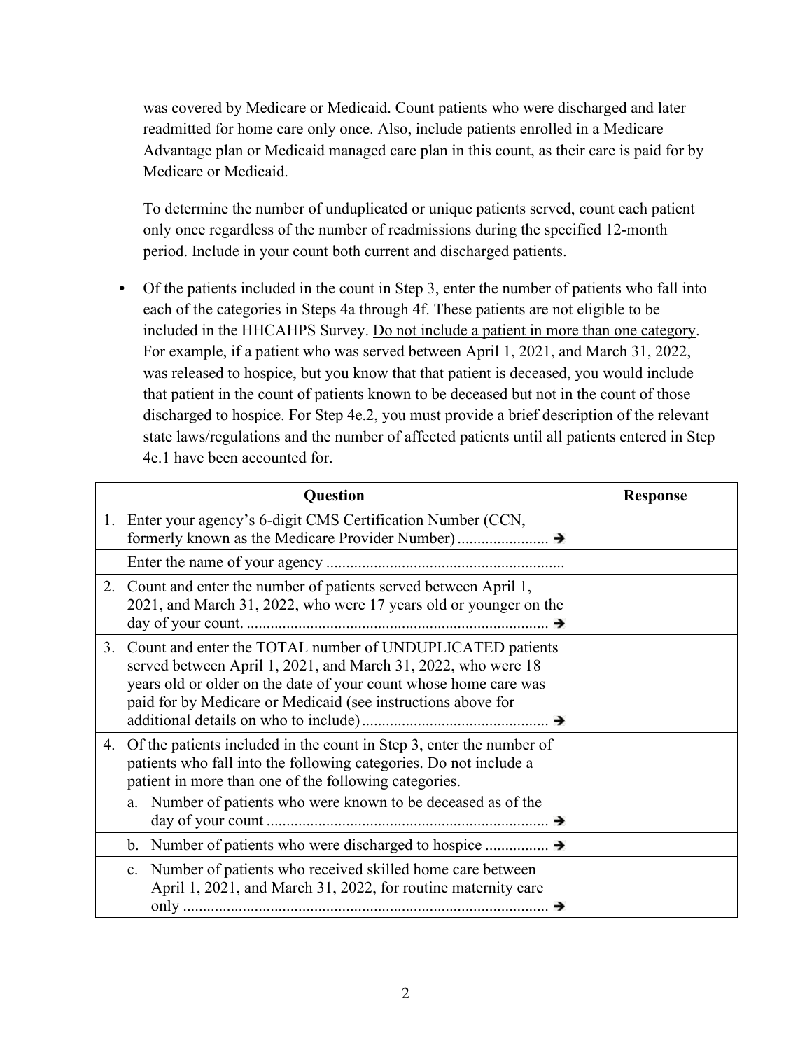was covered by Medicare or Medicaid. Count patients who were discharged and later readmitted for home care only once. Also, include patients enrolled in a Medicare Advantage plan or Medicaid managed care plan in this count, as their care is paid for by Medicare or Medicaid.

To determine the number of unduplicated or unique patients served, count each patient only once regardless of the number of readmissions during the specified 12-month period. Include in your count both current and discharged patients.

- Of the patients included in the count in Step 3, enter the number of patients who fall into each of the categories in Steps 4a through 4f. These patients are not eligible to be included in the HHCAHPS Survey. Do not include a patient in more than one category. For example, if a patient who was served between April 1, 2021, and March 31, 2022, was released to hospice, but you know that that patient is deceased, you would include that patient in the count of patients known to be deceased but not in the count of those discharged to hospice. For Step 4e.2, you must provide a brief description of the relevant state laws/regulations and the number of affected patients until all patients entered in Step 4e.1 have been accounted for.

| Question | Response |
|---|---|
| 1. Enter your agency's 6-digit CMS Certification Number (CCN, formerly known as the Medicare Provider Number) ....................... ➔ | |
| Enter the name of your agency ............................................................ | |
| 2. Count and enter the number of patients served between April 1, 2021, and March 31, 2022, who were 17 years old or younger on the day of your count. ............................................................................ ➔ | |
| 3. Count and enter the TOTAL number of UNDUPLICATED patients served between April 1, 2021, and March 31, 2022, who were 18 years old or older on the date of your count whose home care was paid for by Medicare or Medicaid (see instructions above for additional details on who to include).............................................. ➔ | |
| 4. Of the patients included in the count in Step 3, enter the number of patients who fall into the following categories. Do not include a patient in more than one of the following categories.<br>a. Number of patients who were known to be deceased as of the day of your count ....................................................................... ➔ | |
| b. Number of patients who were discharged to hospice ................ ➔ | |
| c. Number of patients who received skilled home care between April 1, 2021, and March 31, 2022, for routine maternity care only ........................................................................................... ➔ | |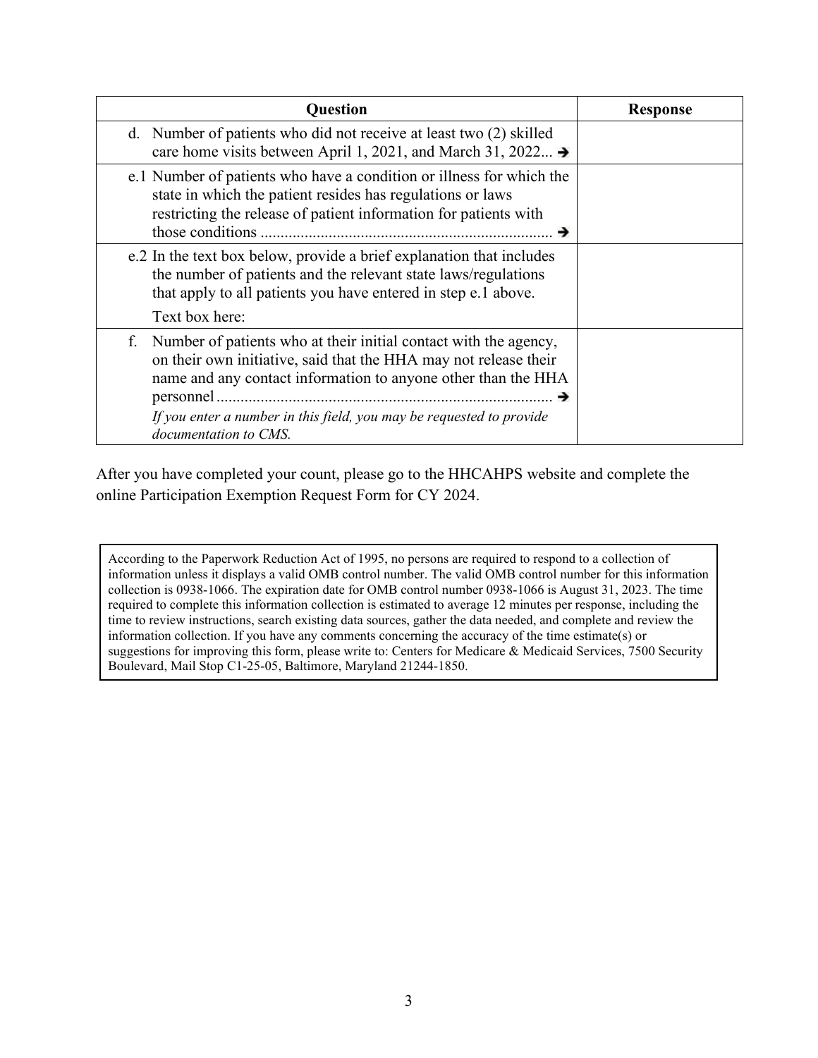| Question | Response |
|---|---|
| d. Number of patients who did not receive at least two (2) skilled care home visits between April 1, 2021, and March 31, 2022... ➔ | |
| e.1 Number of patients who have a condition or illness for which the state in which the patient resides has regulations or laws restricting the release of patient information for patients with those conditions ........................................................................ ➔ | |
| e.2 In the text box below, provide a brief explanation that includes the number of patients and the relevant state laws/regulations that apply to all patients you have entered in step e.1 above. Text box here: | |
| f. Number of patients who at their initial contact with the agency, on their own initiative, said that the HHA may not release their name and any contact information to anyone other than the HHA personnel.................................................................................... ➔ *If you enter a number in this field, you may be requested to provide documentation to CMS.* | |

After you have completed your count, please go to the HHCAHPS website and complete the online Participation Exemption Request Form for CY 2024.

According to the Paperwork Reduction Act of 1995, no persons are required to respond to a collection of information unless it displays a valid OMB control number. The valid OMB control number for this information collection is 0938-1066. The expiration date for OMB control number 0938-1066 is August 31, 2023. The time required to complete this information collection is estimated to average 12 minutes per response, including the time to review instructions, search existing data sources, gather the data needed, and complete and review the information collection. If you have any comments concerning the accuracy of the time estimate(s) or suggestions for improving this form, please write to: Centers for Medicare & Medicaid Services, 7500 Security Boulevard, Mail Stop C1-25-05, Baltimore, Maryland 21244-1850.